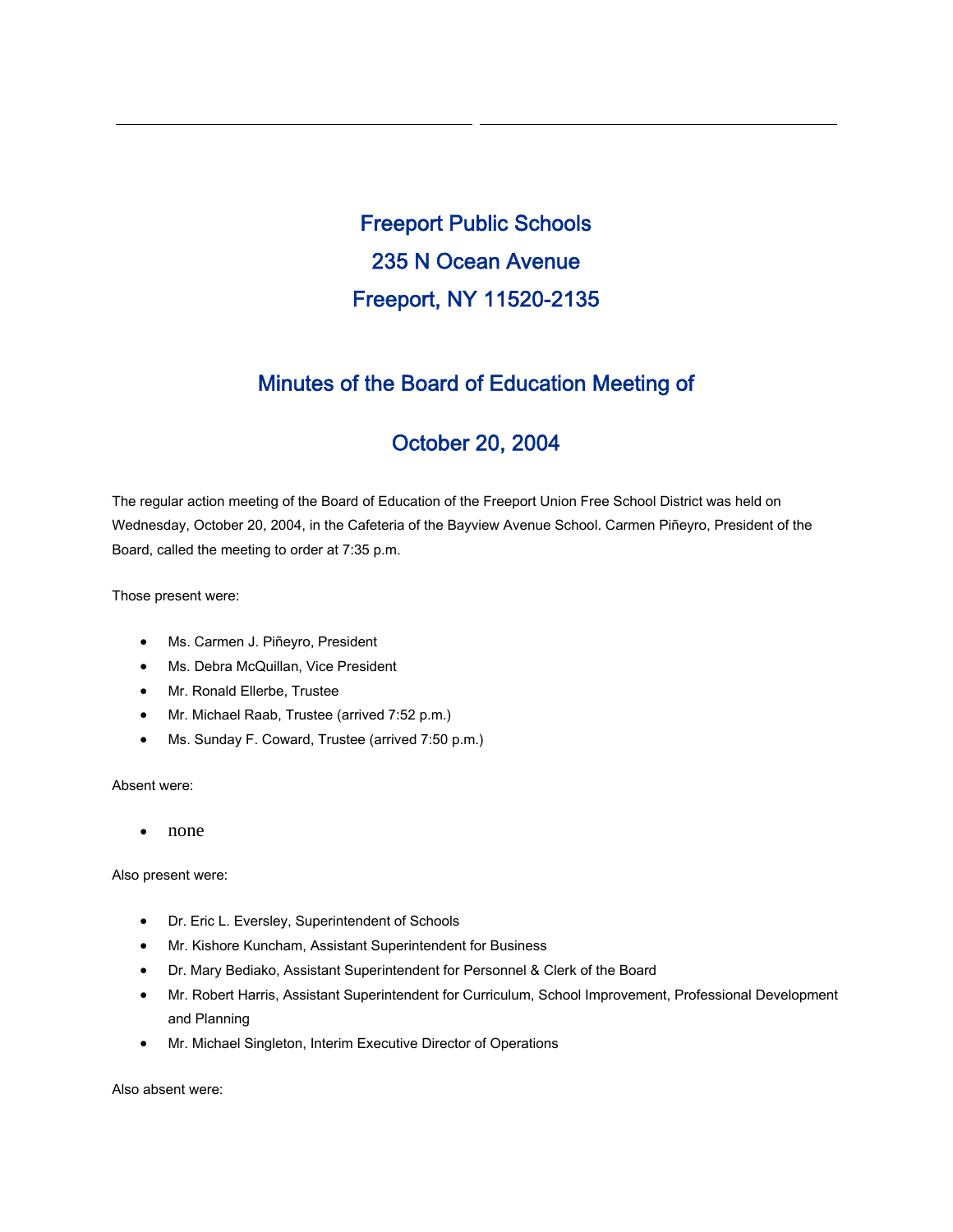# Freeport Public Schools

## 235 N Ocean Avenue

## Freeport, NY 11520-2135

## Minutes of the Board of Education Meeting of

## October 20, 2004

The regular action meeting of the Board of Education of the Freeport Union Free School District was held on Wednesday, October 20, 2004, in the Cafeteria of the Bayview Avenue School. Carmen Piñeyro, President of the Board, called the meeting to order at 7:35 p.m.

Those present were:

- Ms. Carmen J. Piñeyro, President
- Ms. Debra McQuillan, Vice President
- Mr. Ronald Ellerbe, Trustee
- Mr. Michael Raab, Trustee (arrived 7:52 p.m.)
- Ms. Sunday F. Coward, Trustee (arrived 7:50 p.m.)

Absent were:

- none

Also present were:

- Dr. Eric L. Eversley, Superintendent of Schools
- Mr. Kishore Kuncham, Assistant Superintendent for Business
- Dr. Mary Bediako, Assistant Superintendent for Personnel & Clerk of the Board
- Mr. Robert Harris, Assistant Superintendent for Curriculum, School Improvement, Professional Development and Planning
- Mr. Michael Singleton, Interim Executive Director of Operations

Also absent were: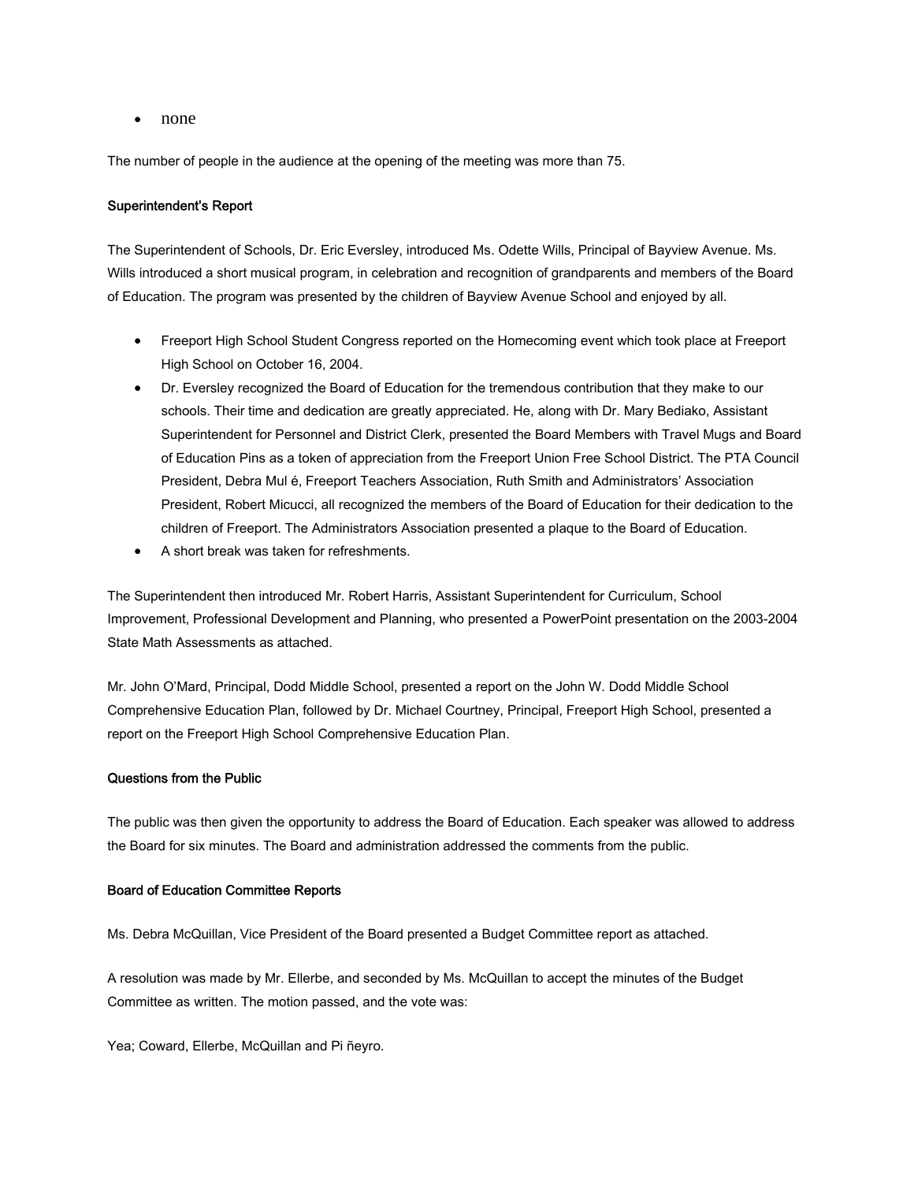- none

The number of people in the audience at the opening of the meeting was more than 75.

**Superintendent's Report**

The Superintendent of Schools, Dr. Eric Eversley, introduced Ms. Odette Wills, Principal of Bayview Avenue. Ms. Wills introduced a short musical program, in celebration and recognition of grandparents and members of the Board of Education. The program was presented by the children of Bayview Avenue School and enjoyed by all.

- Freeport High School Student Congress reported on the Homecoming event which took place at Freeport High School on October 16, 2004.
- Dr. Eversley recognized the Board of Education for the tremendous contribution that they make to our schools. Their time and dedication are greatly appreciated. He, along with Dr. Mary Bediako, Assistant Superintendent for Personnel and District Clerk, presented the Board Members with Travel Mugs and Board of Education Pins as a token of appreciation from the Freeport Union Free School District. The PTA Council President, Debra Mul é, Freeport Teachers Association, Ruth Smith and Administrators' Association President, Robert Micucci, all recognized the members of the Board of Education for their dedication to the children of Freeport. The Administrators Association presented a plaque to the Board of Education.
- A short break was taken for refreshments.

The Superintendent then introduced Mr. Robert Harris, Assistant Superintendent for Curriculum, School Improvement, Professional Development and Planning, who presented a PowerPoint presentation on the 2003-2004 State Math Assessments as attached.

Mr. John O'Mard, Principal, Dodd Middle School, presented a report on the John W. Dodd Middle School Comprehensive Education Plan, followed by Dr. Michael Courtney, Principal, Freeport High School, presented a report on the Freeport High School Comprehensive Education Plan.

**Questions from the Public**

The public was then given the opportunity to address the Board of Education. Each speaker was allowed to address the Board for six minutes. The Board and administration addressed the comments from the public.

**Board of Education Committee Reports**

Ms. Debra McQuillan, Vice President of the Board presented a Budget Committee report as attached.

A resolution was made by Mr. Ellerbe, and seconded by Ms. McQuillan to accept the minutes of the Budget Committee as written. The motion passed, and the vote was:

Yea; Coward, Ellerbe, McQuillan and Pi ñeyro.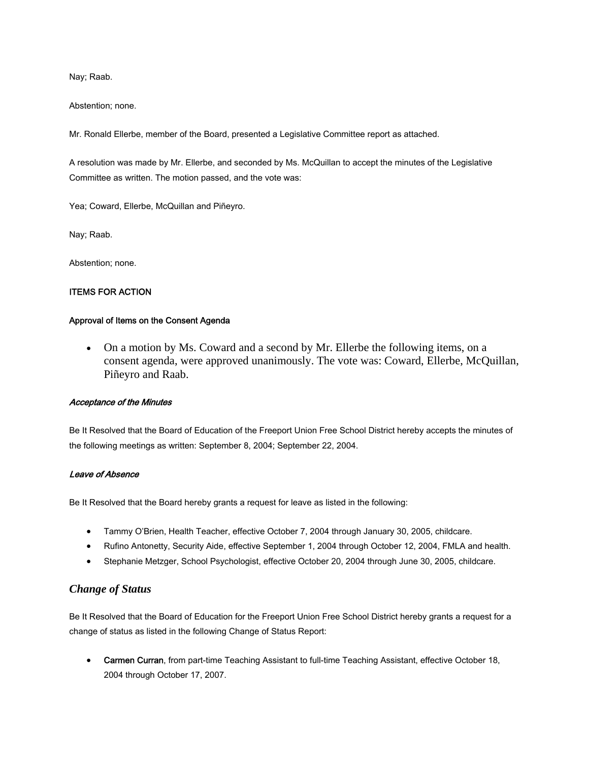Nay; Raab.

Abstention; none.

Mr. Ronald Ellerbe, member of the Board, presented a Legislative Committee report as attached.

A resolution was made by Mr. Ellerbe, and seconded by Ms. McQuillan to accept the minutes of the Legislative Committee as written. The motion passed, and the vote was:

Yea; Coward, Ellerbe, McQuillan and Piñeyro.

Nay; Raab.

Abstention; none.

**ITEMS FOR ACTION**

**Approval of Items on the Consent Agenda**

- On a motion by Ms. Coward and a second by Mr. Ellerbe the following items, on a consent agenda, were approved unanimously. The vote was: Coward, Ellerbe, McQuillan, Piñeyro and Raab.

***Acceptance of the Minutes***

Be It Resolved that the Board of Education of the Freeport Union Free School District hereby accepts the minutes of the following meetings as written: September 8, 2004; September 22, 2004.

***Leave of Absence***

Be It Resolved that the Board hereby grants a request for leave as listed in the following:

- Tammy O'Brien, Health Teacher, effective October 7, 2004 through January 30, 2005, childcare.
- Rufino Antonetty, Security Aide, effective September 1, 2004 through October 12, 2004, FMLA and health.
- Stephanie Metzger, School Psychologist, effective October 20, 2004 through June 30, 2005, childcare.

## *Change of Status*

Be It Resolved that the Board of Education for the Freeport Union Free School District hereby grants a request for a change of status as listed in the following Change of Status Report:

- **Carmen Curran**, from part-time Teaching Assistant to full-time Teaching Assistant, effective October 18, 2004 through October 17, 2007.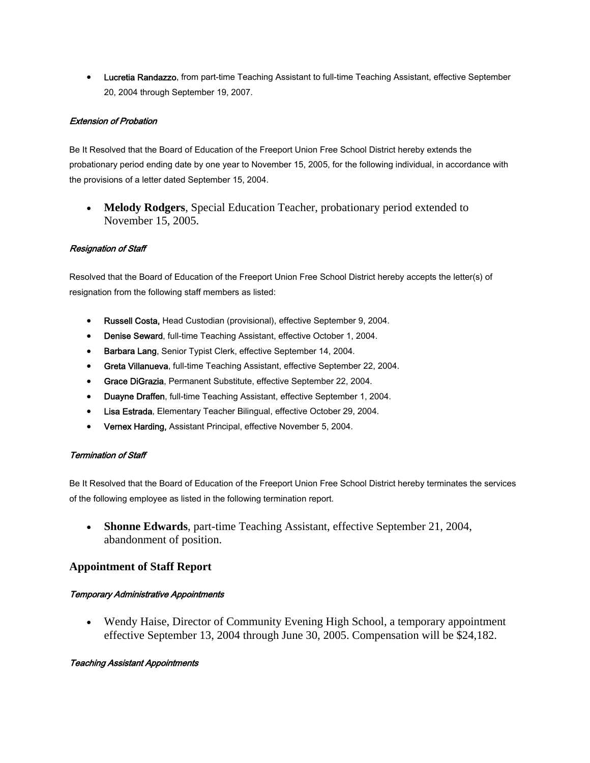- **Lucretia Randazzo**, from part-time Teaching Assistant to full-time Teaching Assistant, effective September 20, 2004 through September 19, 2007.

*Extension of Probation*

Be It Resolved that the Board of Education of the Freeport Union Free School District hereby extends the probationary period ending date by one year to November 15, 2005, for the following individual, in accordance with the provisions of a letter dated September 15, 2004.

- **Melody Rodgers**, Special Education Teacher, probationary period extended to November 15, 2005.

*Resignation of Staff*

Resolved that the Board of Education of the Freeport Union Free School District hereby accepts the letter(s) of resignation from the following staff members as listed:

- **Russell Costa,** Head Custodian (provisional), effective September 9, 2004.
- **Denise Seward**, full-time Teaching Assistant, effective October 1, 2004.
- **Barbara Lang**, Senior Typist Clerk, effective September 14, 2004.
- **Greta Villanueva**, full-time Teaching Assistant, effective September 22, 2004.
- **Grace DiGrazia**, Permanent Substitute, effective September 22, 2004.
- **Duayne Draffen**, full-time Teaching Assistant, effective September 1, 2004.
- **Lisa Estrada**, Elementary Teacher Bilingual, effective October 29, 2004.
- **Vernex Harding,** Assistant Principal, effective November 5, 2004.

*Termination of Staff*

Be It Resolved that the Board of Education of the Freeport Union Free School District hereby terminates the services of the following employee as listed in the following termination report.

- **Shonne Edwards**, part-time Teaching Assistant, effective September 21, 2004, abandonment of position.

## Appointment of Staff Report

*Temporary Administrative Appointments*

- Wendy Haise, Director of Community Evening High School, a temporary appointment effective September 13, 2004 through June 30, 2005. Compensation will be $24,182.

*Teaching Assistant Appointments*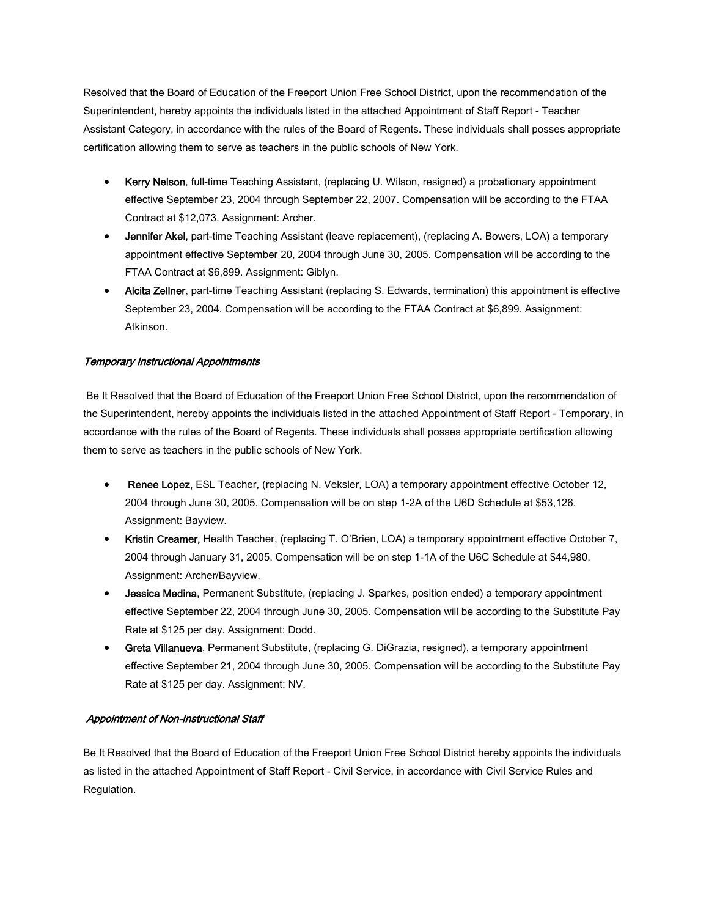Resolved that the Board of Education of the Freeport Union Free School District, upon the recommendation of the Superintendent, hereby appoints the individuals listed in the attached Appointment of Staff Report - Teacher Assistant Category, in accordance with the rules of the Board of Regents. These individuals shall posses appropriate certification allowing them to serve as teachers in the public schools of New York.

- **Kerry Nelson**, full-time Teaching Assistant, (replacing U. Wilson, resigned) a probationary appointment effective September 23, 2004 through September 22, 2007. Compensation will be according to the FTAA Contract at $12,073. Assignment: Archer.
- **Jennifer Akel**, part-time Teaching Assistant (leave replacement), (replacing A. Bowers, LOA) a temporary appointment effective September 20, 2004 through June 30, 2005. Compensation will be according to the FTAA Contract at $6,899. Assignment: Giblyn.
- **Alcita Zellner**, part-time Teaching Assistant (replacing S. Edwards, termination) this appointment is effective September 23, 2004. Compensation will be according to the FTAA Contract at $6,899. Assignment: Atkinson.

*Temporary Instructional Appointments*

Be It Resolved that the Board of Education of the Freeport Union Free School District, upon the recommendation of the Superintendent, hereby appoints the individuals listed in the attached Appointment of Staff Report - Temporary, in accordance with the rules of the Board of Regents. These individuals shall posses appropriate certification allowing them to serve as teachers in the public schools of New York.

- **Renee Lopez,** ESL Teacher, (replacing N. Veksler, LOA) a temporary appointment effective October 12, 2004 through June 30, 2005. Compensation will be on step 1-2A of the U6D Schedule at $53,126. Assignment: Bayview.
- **Kristin Creamer,** Health Teacher, (replacing T. O'Brien, LOA) a temporary appointment effective October 7, 2004 through January 31, 2005. Compensation will be on step 1-1A of the U6C Schedule at $44,980. Assignment: Archer/Bayview.
- **Jessica Medina**, Permanent Substitute, (replacing J. Sparkes, position ended) a temporary appointment effective September 22, 2004 through June 30, 2005. Compensation will be according to the Substitute Pay Rate at $125 per day. Assignment: Dodd.
- **Greta Villanueva**, Permanent Substitute, (replacing G. DiGrazia, resigned), a temporary appointment effective September 21, 2004 through June 30, 2005. Compensation will be according to the Substitute Pay Rate at $125 per day. Assignment: NV.

*Appointment of Non-Instructional Staff*

Be It Resolved that the Board of Education of the Freeport Union Free School District hereby appoints the individuals as listed in the attached Appointment of Staff Report - Civil Service, in accordance with Civil Service Rules and Regulation.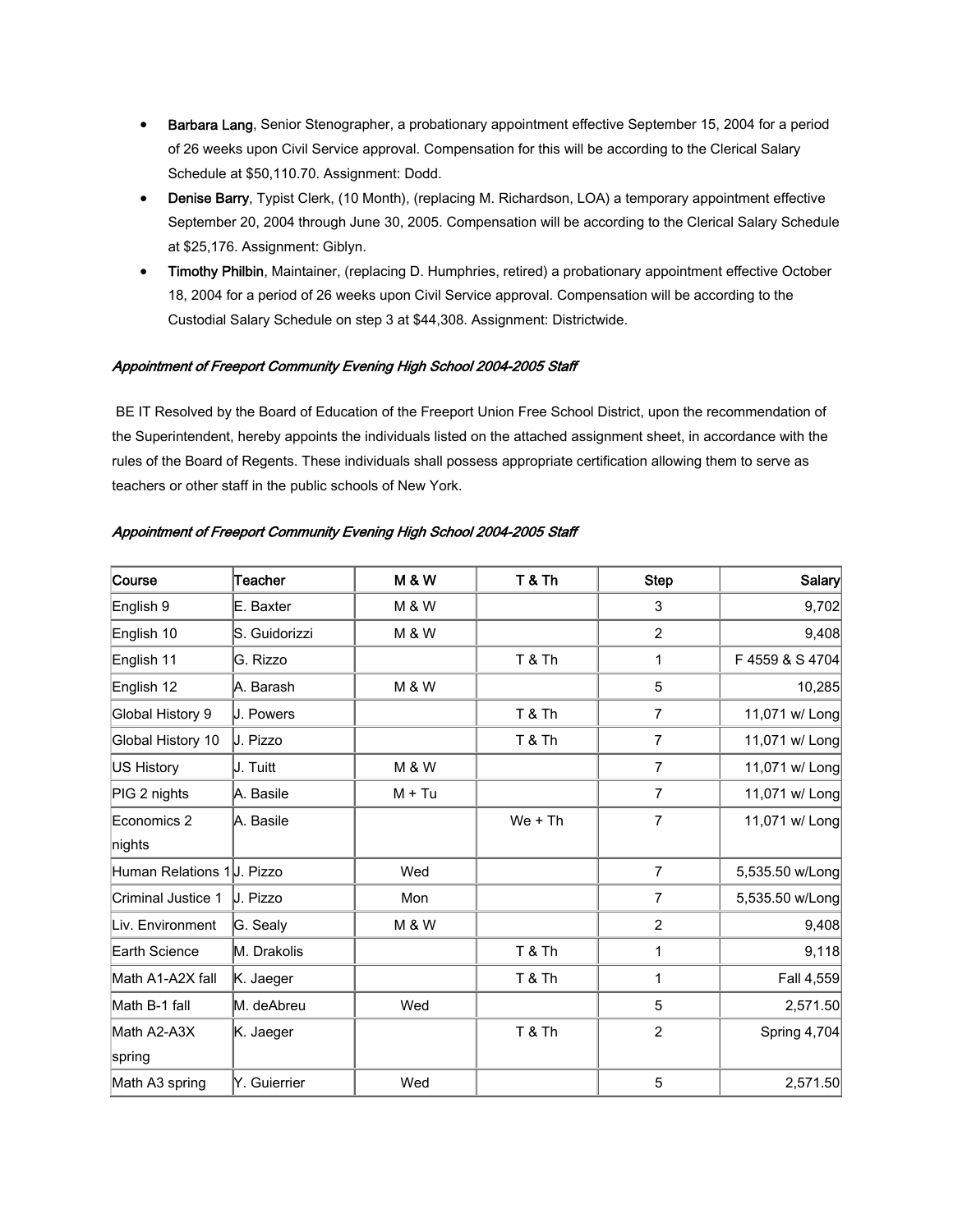- **Barbara Lang**, Senior Stenographer, a probationary appointment effective September 15, 2004 for a period of 26 weeks upon Civil Service approval. Compensation for this will be according to the Clerical Salary Schedule at $50,110.70. Assignment: Dodd.
- **Denise Barry**, Typist Clerk, (10 Month), (replacing M. Richardson, LOA) a temporary appointment effective September 20, 2004 through June 30, 2005. Compensation will be according to the Clerical Salary Schedule at $25,176. Assignment: Giblyn.
- **Timothy Philbin**, Maintainer, (replacing D. Humphries, retired) a probationary appointment effective October 18, 2004 for a period of 26 weeks upon Civil Service approval. Compensation will be according to the Custodial Salary Schedule on step 3 at $44,308. Assignment: Districtwide.

***Appointment of Freeport Community Evening High School 2004-2005 Staff***

BE IT Resolved by the Board of Education of the Freeport Union Free School District, upon the recommendation of the Superintendent, hereby appoints the individuals listed on the attached assignment sheet, in accordance with the rules of the Board of Regents. These individuals shall possess appropriate certification allowing them to serve as teachers or other staff in the public schools of New York.

***Appointment of Freeport Community Evening High School 2004-2005 Staff***

| Course | Teacher | M & W | T & Th | Step | Salary |
|---|---|---|---|---|---|
| English 9 | E. Baxter | M & W | | 3 | 9,702 |
| English 10 | S. Guidorizzi | M & W | | 2 | 9,408 |
| English 11 | G. Rizzo | | T & Th | 1 | F 4559 & S 4704 |
| English 12 | A. Barash | M & W | | 5 | 10,285 |
| Global History 9 | J. Powers | | T & Th | 7 | 11,071 w/ Long |
| Global History 10 | J. Pizzo | | T & Th | 7 | 11,071 w/ Long |
| US History | J. Tuitt | M & W | | 7 | 11,071 w/ Long |
| PIG 2 nights | A. Basile | M + Tu | | 7 | 11,071 w/ Long |
| Economics 2 nights | A. Basile | | We + Th | 7 | 11,071 w/ Long |
| Human Relations 1 | J. Pizzo | Wed | | 7 | 5,535.50 w/Long |
| Criminal Justice 1 | J. Pizzo | Mon | | 7 | 5,535.50 w/Long |
| Liv. Environment | G. Sealy | M & W | | 2 | 9,408 |
| Earth Science | M. Drakolis | | T & Th | 1 | 9,118 |
| Math A1-A2X fall | K. Jaeger | | T & Th | 1 | Fall 4,559 |
| Math B-1 fall | M. deAbreu | Wed | | 5 | 2,571.50 |
| Math A2-A3X spring | K. Jaeger | | T & Th | 2 | Spring 4,704 |
| Math A3 spring | Y. Guierrier | Wed | | 5 | 2,571.50 |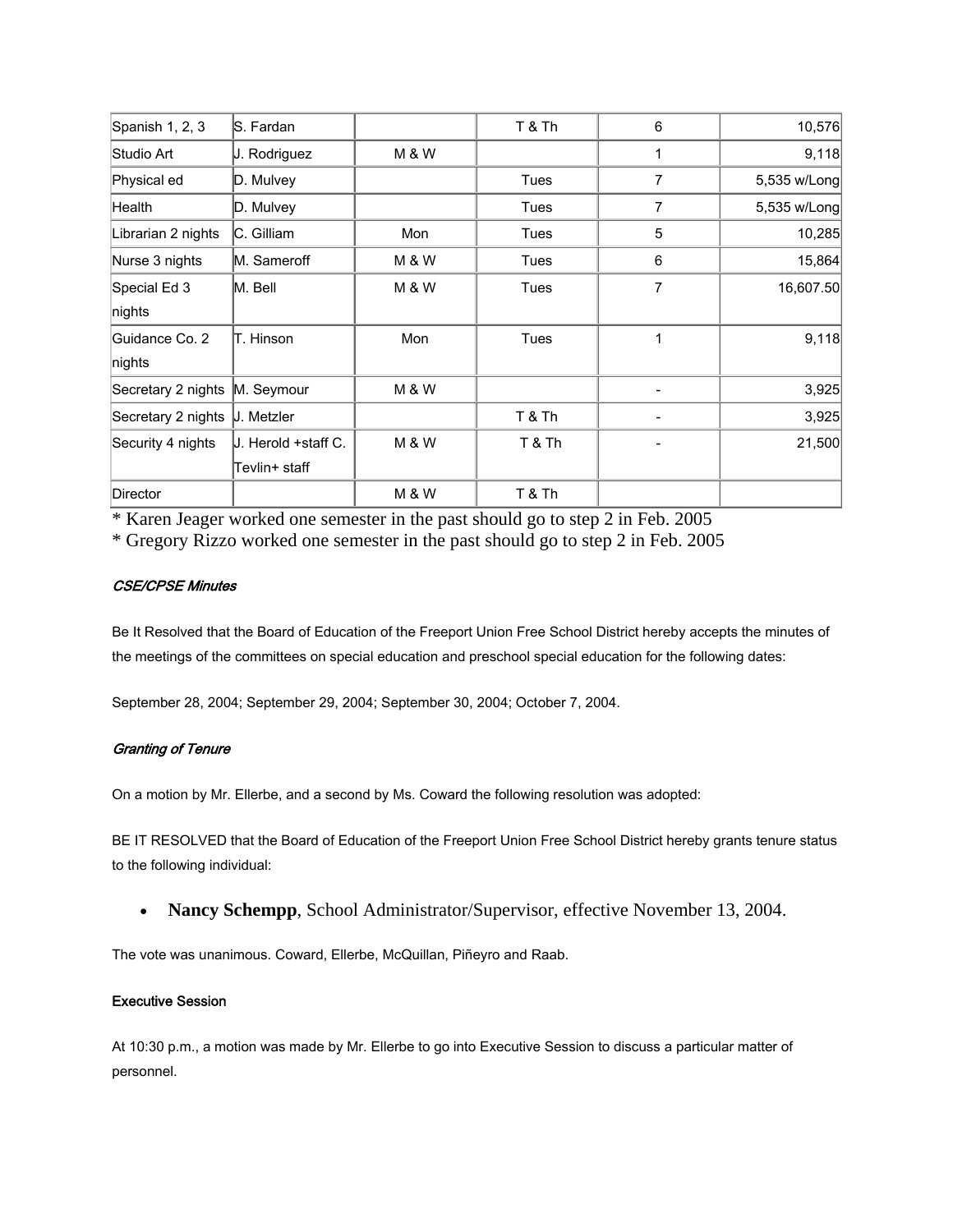| | | | | | |
|---|---|---|---|---|---|
| Spanish 1, 2, 3 | S. Fardan | | T & Th | 6 | 10,576 |
| Studio Art | J. Rodriguez | M & W | | 1 | 9,118 |
| Physical ed | D. Mulvey | | Tues | 7 | 5,535 w/Long |
| Health | D. Mulvey | | Tues | 7 | 5,535 w/Long |
| Librarian 2 nights | C. Gilliam | Mon | Tues | 5 | 10,285 |
| Nurse 3 nights | M. Sameroff | M & W | Tues | 6 | 15,864 |
| Special Ed 3 nights | M. Bell | M & W | Tues | 7 | 16,607.50 |
| Guidance Co. 2 nights | T. Hinson | Mon | Tues | 1 | 9,118 |
| Secretary 2 nights | M. Seymour | M & W | | - | 3,925 |
| Secretary 2 nights | J. Metzler | | T & Th | - | 3,925 |
| Security 4 nights | J. Herold +staff C. Tevlin+ staff | M & W | T & Th | - | 21,500 |
| Director | | M & W | T & Th | | |

* Karen Jeager worked one semester in the past should go to step 2 in Feb. 2005
* Gregory Rizzo worked one semester in the past should go to step 2 in Feb. 2005

*CSE/CPSE Minutes*

Be It Resolved that the Board of Education of the Freeport Union Free School District hereby accepts the minutes of the meetings of the committees on special education and preschool special education for the following dates:

September 28, 2004; September 29, 2004; September 30, 2004; October 7, 2004.

*Granting of Tenure*

On a motion by Mr. Ellerbe, and a second by Ms. Coward the following resolution was adopted:

BE IT RESOLVED that the Board of Education of the Freeport Union Free School District hereby grants tenure status to the following individual:

- **Nancy Schempp**, School Administrator/Supervisor, effective November 13, 2004.

The vote was unanimous. Coward, Ellerbe, McQuillan, Piñeyro and Raab.

**Executive Session**

At 10:30 p.m., a motion was made by Mr. Ellerbe to go into Executive Session to discuss a particular matter of personnel.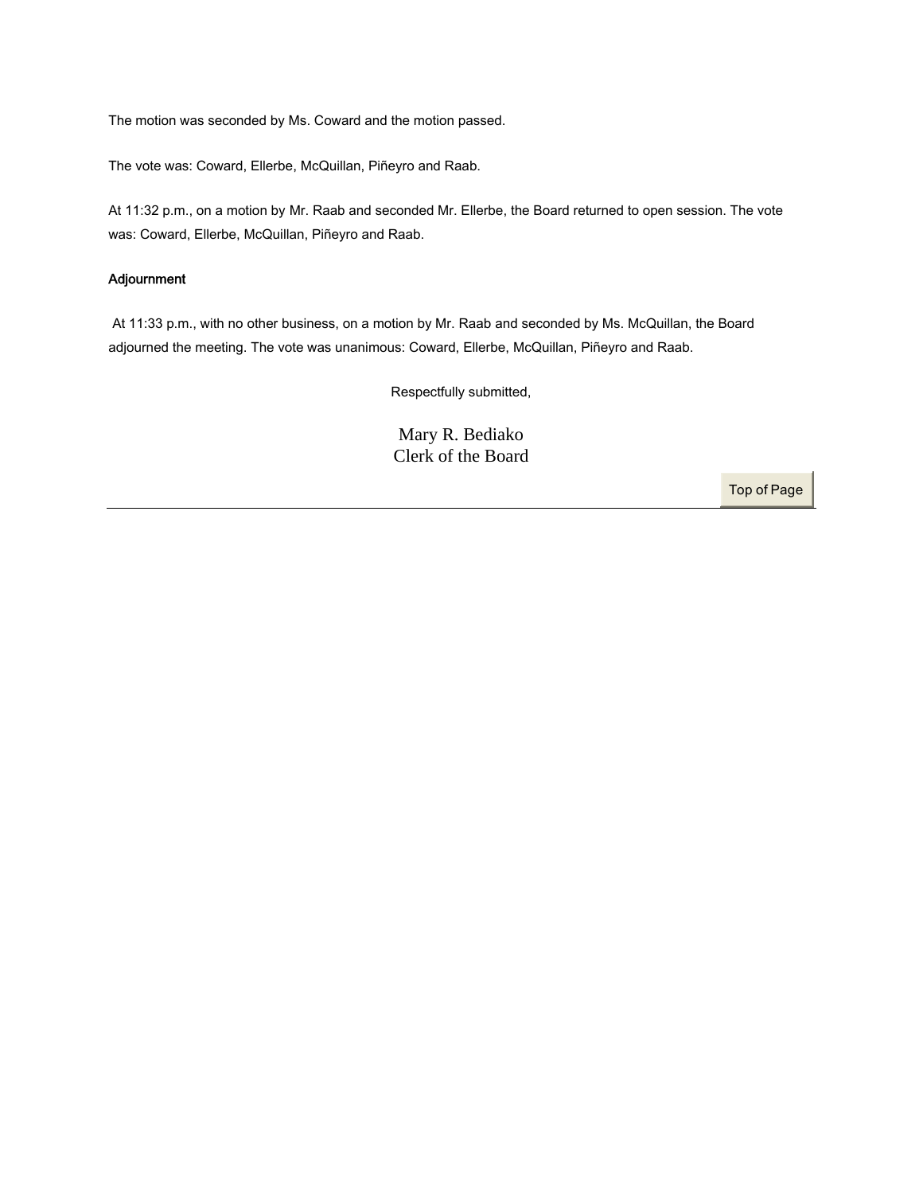The motion was seconded by Ms. Coward and the motion passed.

The vote was: Coward, Ellerbe, McQuillan, Piñeyro and Raab.

At 11:32 p.m., on a motion by Mr. Raab and seconded Mr. Ellerbe, the Board returned to open session. The vote was: Coward, Ellerbe, McQuillan, Piñeyro and Raab.

**Adjournment**

At 11:33 p.m., with no other business, on a motion by Mr. Raab and seconded by Ms. McQuillan, the Board adjourned the meeting. The vote was unanimous: Coward, Ellerbe, McQuillan, Piñeyro and Raab.

Respectfully submitted,

Mary R. Bediako  
Clerk of the Board

Top of Page